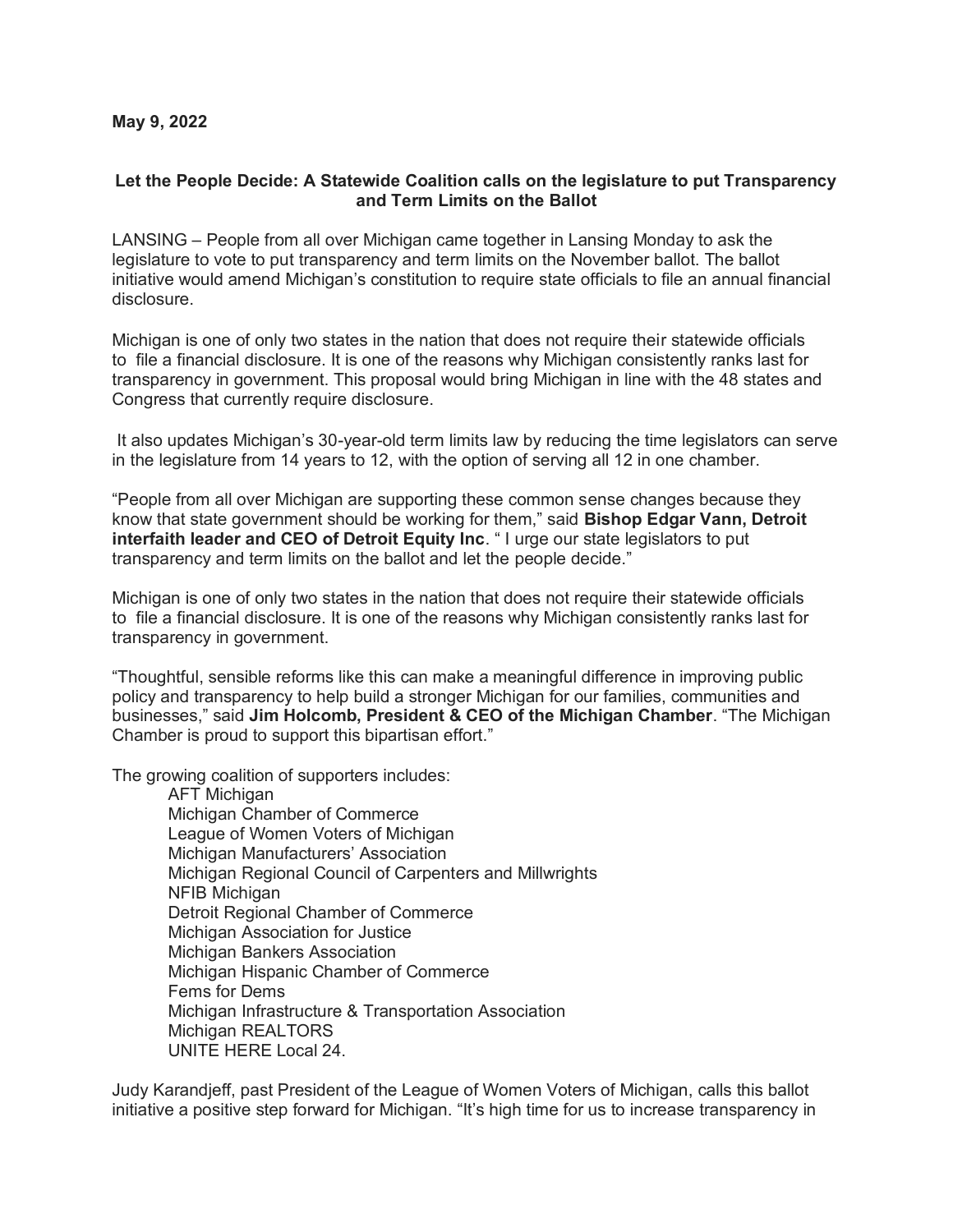**May 9, 2022**

**Let the People Decide: A Statewide Coalition calls on the legislature to put Transparency and Term Limits on the Ballot**

LANSING – People from all over Michigan came together in Lansing Monday to ask the legislature to vote to put transparency and term limits on the November ballot. The ballot initiative would amend Michigan's constitution to require state officials to file an annual financial disclosure.

Michigan is one of only two states in the nation that does not require their statewide officials to file a financial disclosure. It is one of the reasons why Michigan consistently ranks last for transparency in government. This proposal would bring Michigan in line with the 48 states and Congress that currently require disclosure.

It also updates Michigan's 30-year-old term limits law by reducing the time legislators can serve in the legislature from 14 years to 12, with the option of serving all 12 in one chamber.

"People from all over Michigan are supporting these common sense changes because they know that state government should be working for them," said **Bishop Edgar Vann, Detroit interfaith leader and CEO of Detroit Equity Inc**. " I urge our state legislators to put transparency and term limits on the ballot and let the people decide."

Michigan is one of only two states in the nation that does not require their statewide officials to file a financial disclosure. It is one of the reasons why Michigan consistently ranks last for transparency in government.

"Thoughtful, sensible reforms like this can make a meaningful difference in improving public policy and transparency to help build a stronger Michigan for our families, communities and businesses," said **Jim Holcomb, President & CEO of the Michigan Chamber**. "The Michigan Chamber is proud to support this bipartisan effort."

The growing coalition of supporters includes:

- AFT Michigan
- Michigan Chamber of Commerce
- League of Women Voters of Michigan
- Michigan Manufacturers' Association
- Michigan Regional Council of Carpenters and Millwrights
- NFIB Michigan
- Detroit Regional Chamber of Commerce
- Michigan Association for Justice
- Michigan Bankers Association
- Michigan Hispanic Chamber of Commerce
- Fems for Dems
- Michigan Infrastructure & Transportation Association
- Michigan REALTORS
- UNITE HERE Local 24.

Judy Karandjeff, past President of the League of Women Voters of Michigan, calls this ballot initiative a positive step forward for Michigan. "It's high time for us to increase transparency in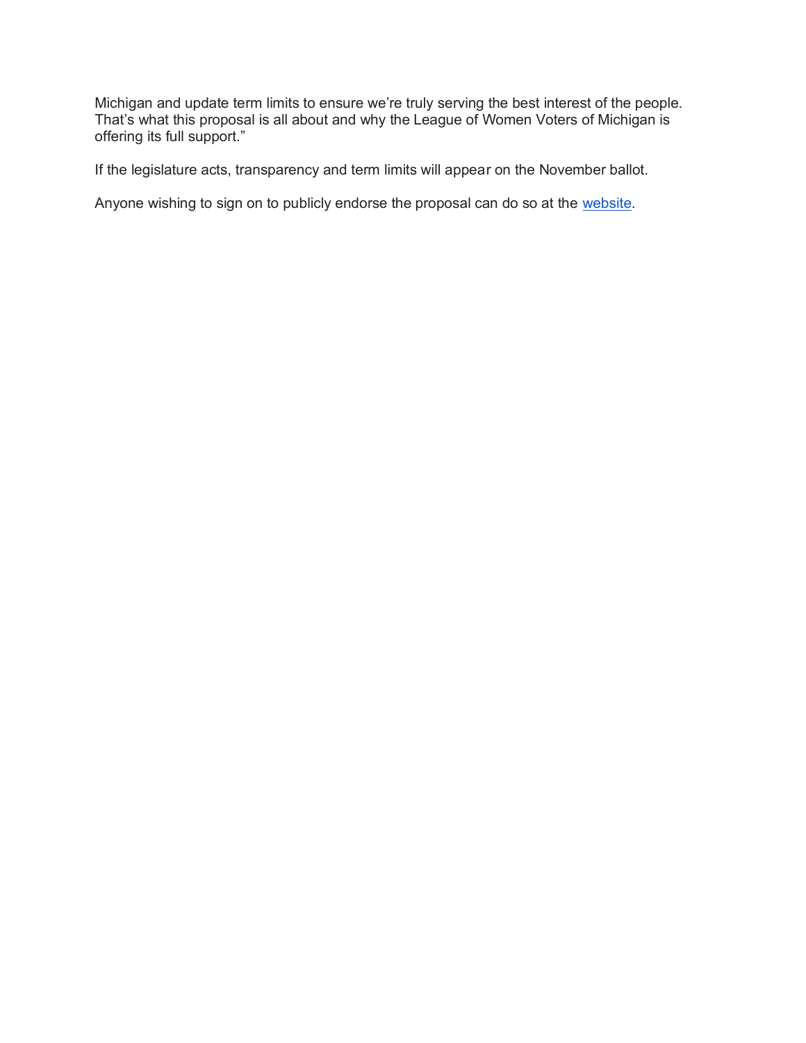Michigan and update term limits to ensure we're truly serving the best interest of the people. That's what this proposal is all about and why the League of Women Voters of Michigan is offering its full support."

If the legislature acts, transparency and term limits will appear on the November ballot.

Anyone wishing to sign on to publicly endorse the proposal can do so at the website.